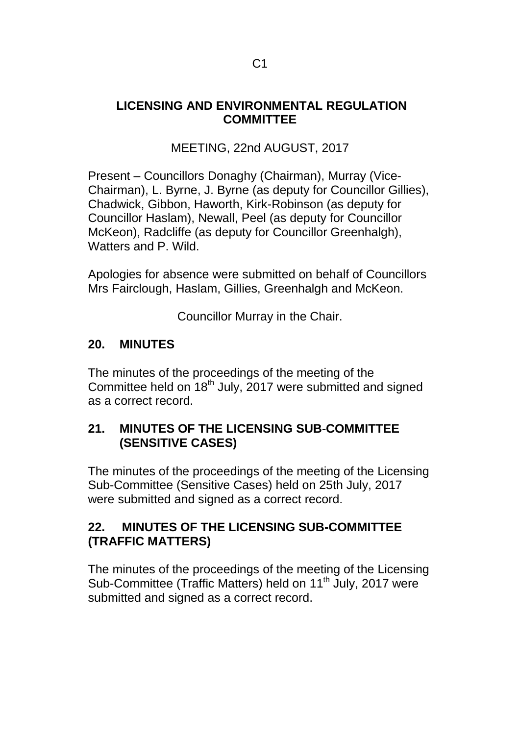# LICENSING AND ENVIRONMENTAL REGULATION COMMITTEE

MEETING, 22nd AUGUST, 2017

Present – Councillors Donaghy (Chairman), Murray (Vice-Chairman), L. Byrne, J. Byrne (as deputy for Councillor Gillies), Chadwick, Gibbon, Haworth, Kirk-Robinson (as deputy for Councillor Haslam), Newall, Peel (as deputy for Councillor McKeon), Radcliffe (as deputy for Councillor Greenhalgh), Watters and P. Wild.

Apologies for absence were submitted on behalf of Councillors Mrs Fairclough, Haslam, Gillies, Greenhalgh and McKeon.

Councillor Murray in the Chair.

## 20. MINUTES

The minutes of the proceedings of the meeting of the Committee held on 18th July, 2017 were submitted and signed as a correct record.

## 21. MINUTES OF THE LICENSING SUB-COMMITTEE (SENSITIVE CASES)

The minutes of the proceedings of the meeting of the Licensing Sub-Committee (Sensitive Cases) held on 25th July, 2017 were submitted and signed as a correct record.

## 22. MINUTES OF THE LICENSING SUB-COMMITTEE (TRAFFIC MATTERS)

The minutes of the proceedings of the meeting of the Licensing Sub-Committee (Traffic Matters) held on 11th July, 2017 were submitted and signed as a correct record.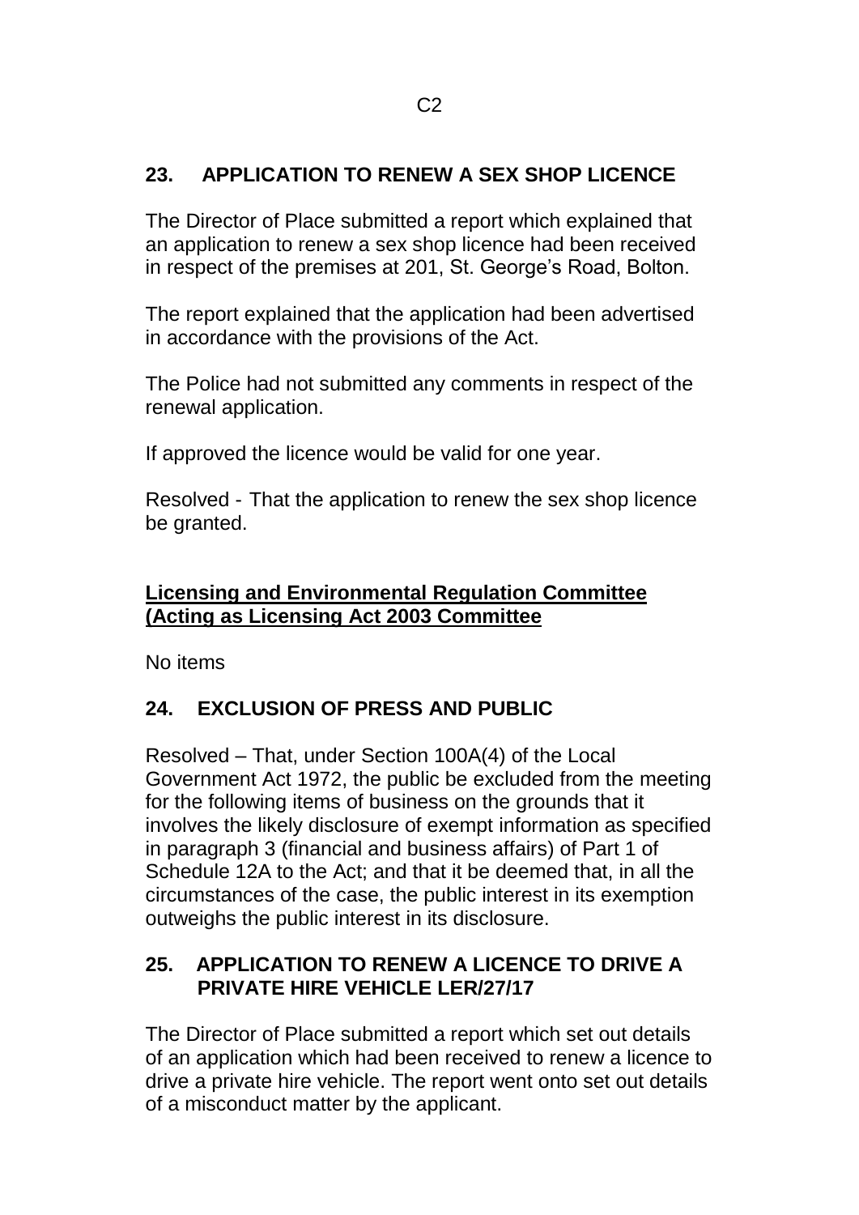## 23. APPLICATION TO RENEW A SEX SHOP LICENCE

The Director of Place submitted a report which explained that an application to renew a sex shop licence had been received in respect of the premises at 201, St. George's Road, Bolton.

The report explained that the application had been advertised in accordance with the provisions of the Act.

The Police had not submitted any comments in respect of the renewal application.

If approved the licence would be valid for one year.

Resolved - That the application to renew the sex shop licence be granted.

**<u>Licensing and Environmental Regulation Committee (Acting as Licensing Act 2003 Committee</u>**

No items

## 24. EXCLUSION OF PRESS AND PUBLIC

Resolved – That, under Section 100A(4) of the Local Government Act 1972, the public be excluded from the meeting for the following items of business on the grounds that it involves the likely disclosure of exempt information as specified in paragraph 3 (financial and business affairs) of Part 1 of Schedule 12A to the Act; and that it be deemed that, in all the circumstances of the case, the public interest in its exemption outweighs the public interest in its disclosure.

## 25. APPLICATION TO RENEW A LICENCE TO DRIVE A PRIVATE HIRE VEHICLE LER/27/17

The Director of Place submitted a report which set out details of an application which had been received to renew a licence to drive a private hire vehicle. The report went onto set out details of a misconduct matter by the applicant.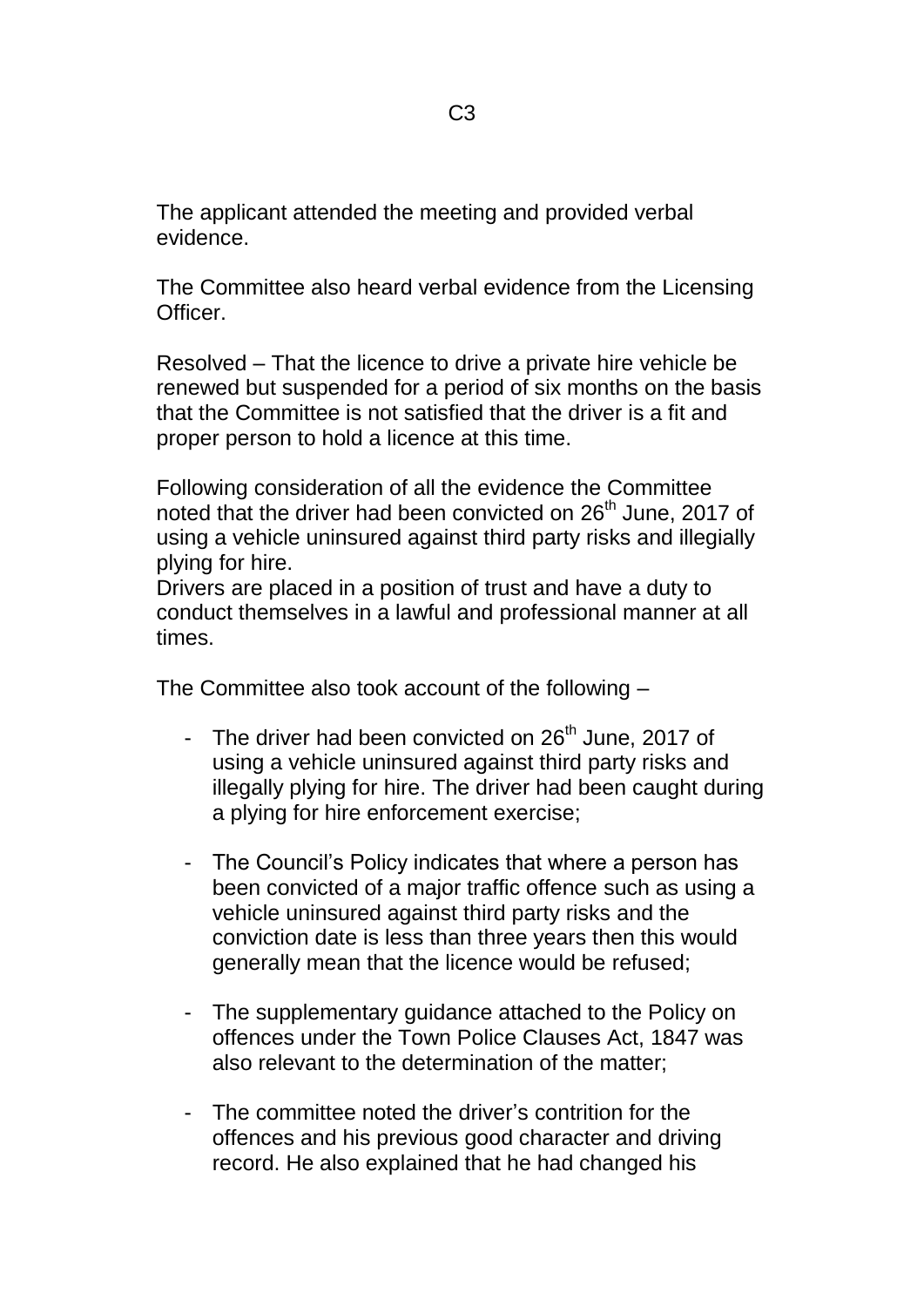The applicant attended the meeting and provided verbal evidence.

The Committee also heard verbal evidence from the Licensing Officer.

Resolved – That the licence to drive a private hire vehicle be renewed but suspended for a period of six months on the basis that the Committee is not satisfied that the driver is a fit and proper person to hold a licence at this time.

Following consideration of all the evidence the Committee noted that the driver had been convicted on 26th June, 2017 of using a vehicle uninsured against third party risks and illegially plying for hire.
Drivers are placed in a position of trust and have a duty to conduct themselves in a lawful and professional manner at all times.

The Committee also took account of the following –

- The driver had been convicted on 26th June, 2017 of using a vehicle uninsured against third party risks and illegally plying for hire. The driver had been caught during a plying for hire enforcement exercise;

- The Council's Policy indicates that where a person has been convicted of a major traffic offence such as using a vehicle uninsured against third party risks and the conviction date is less than three years then this would generally mean that the licence would be refused;

- The supplementary guidance attached to the Policy on offences under the Town Police Clauses Act, 1847 was also relevant to the determination of the matter;

- The committee noted the driver's contrition for the offences and his previous good character and driving record. He also explained that he had changed his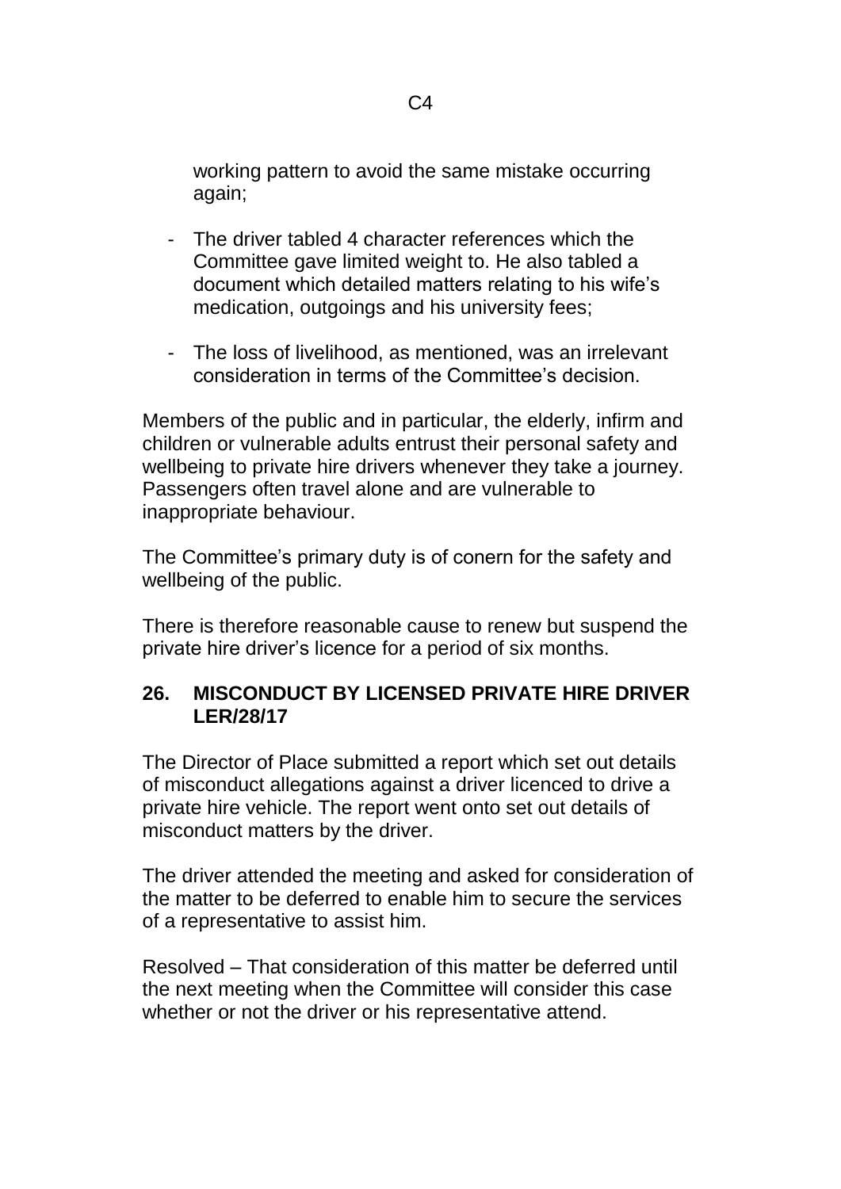working pattern to avoid the same mistake occurring again;

- The driver tabled 4 character references which the Committee gave limited weight to. He also tabled a document which detailed matters relating to his wife's medication, outgoings and his university fees;

- The loss of livelihood, as mentioned, was an irrelevant consideration in terms of the Committee's decision.

Members of the public and in particular, the elderly, infirm and children or vulnerable adults entrust their personal safety and wellbeing to private hire drivers whenever they take a journey. Passengers often travel alone and are vulnerable to inappropriate behaviour.

The Committee's primary duty is of conern for the safety and wellbeing of the public.

There is therefore reasonable cause to renew but suspend the private hire driver's licence for a period of six months.

## 26. MISCONDUCT BY LICENSED PRIVATE HIRE DRIVER LER/28/17

The Director of Place submitted a report which set out details of misconduct allegations against a driver licenced to drive a private hire vehicle. The report went onto set out details of misconduct matters by the driver.

The driver attended the meeting and asked for consideration of the matter to be deferred to enable him to secure the services of a representative to assist him.

Resolved – That consideration of this matter be deferred until the next meeting when the Committee will consider this case whether or not the driver or his representative attend.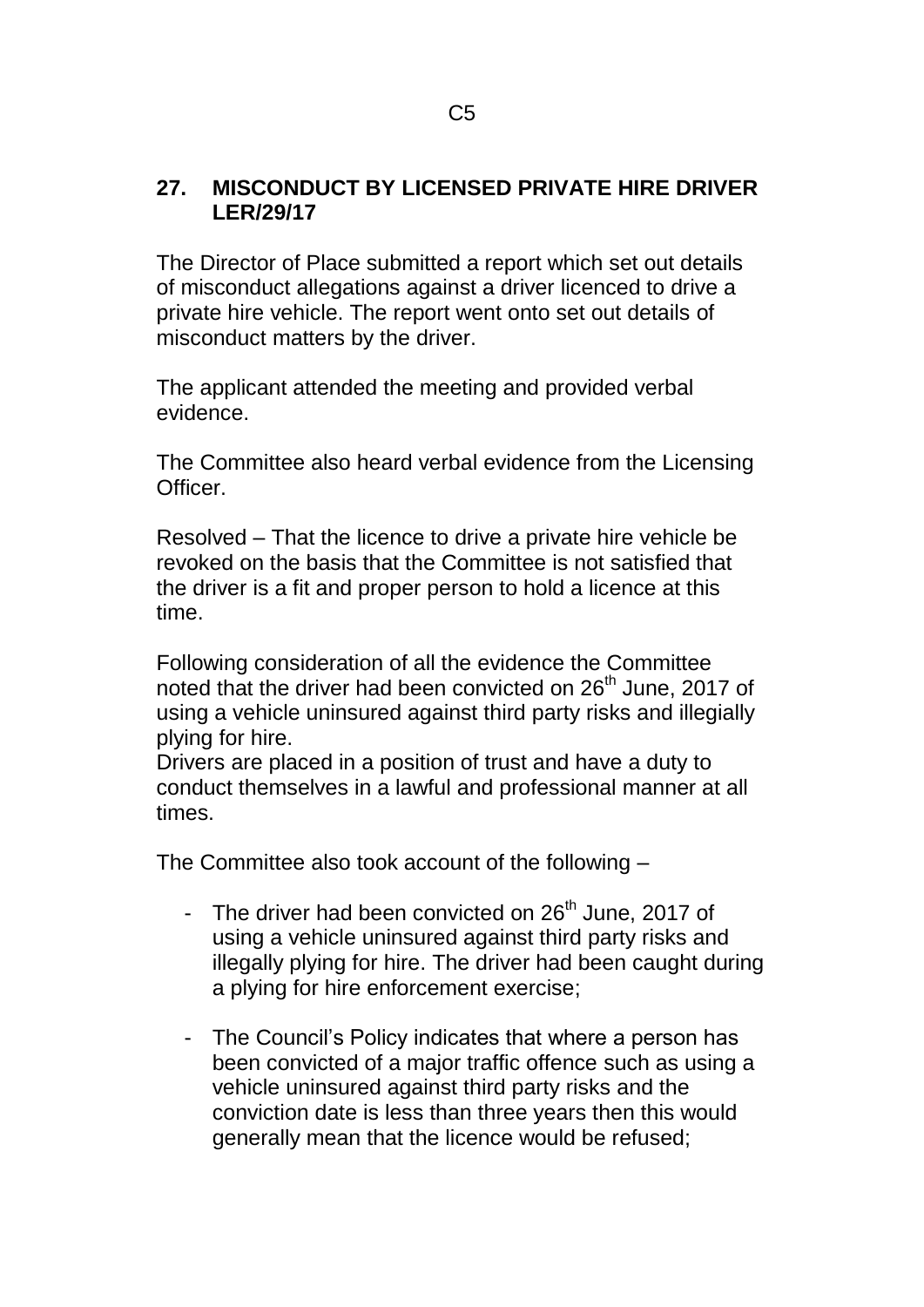## 27. MISCONDUCT BY LICENSED PRIVATE HIRE DRIVER LER/29/17

The Director of Place submitted a report which set out details of misconduct allegations against a driver licenced to drive a private hire vehicle. The report went onto set out details of misconduct matters by the driver.

The applicant attended the meeting and provided verbal evidence.

The Committee also heard verbal evidence from the Licensing Officer.

Resolved – That the licence to drive a private hire vehicle be revoked on the basis that the Committee is not satisfied that the driver is a fit and proper person to hold a licence at this time.

Following consideration of all the evidence the Committee noted that the driver had been convicted on 26th June, 2017 of using a vehicle uninsured against third party risks and illegially plying for hire.
Drivers are placed in a position of trust and have a duty to conduct themselves in a lawful and professional manner at all times.

The Committee also took account of the following –

- The driver had been convicted on 26th June, 2017 of using a vehicle uninsured against third party risks and illegally plying for hire. The driver had been caught during a plying for hire enforcement exercise;

- The Council's Policy indicates that where a person has been convicted of a major traffic offence such as using a vehicle uninsured against third party risks and the conviction date is less than three years then this would generally mean that the licence would be refused;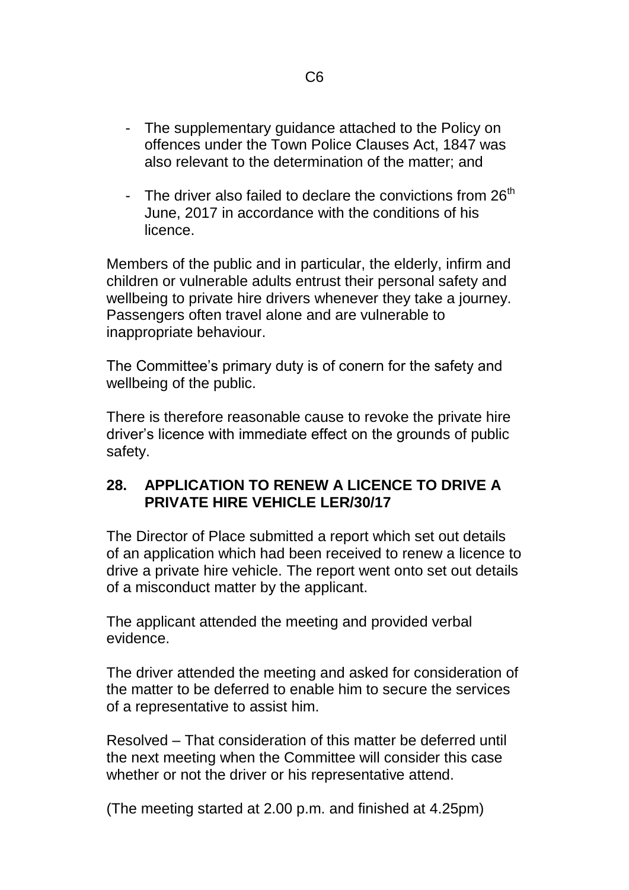- The supplementary guidance attached to the Policy on offences under the Town Police Clauses Act, 1847 was also relevant to the determination of the matter; and

- The driver also failed to declare the convictions from 26th June, 2017 in accordance with the conditions of his licence.

Members of the public and in particular, the elderly, infirm and children or vulnerable adults entrust their personal safety and wellbeing to private hire drivers whenever they take a journey. Passengers often travel alone and are vulnerable to inappropriate behaviour.

The Committee's primary duty is of conern for the safety and wellbeing of the public.

There is therefore reasonable cause to revoke the private hire driver's licence with immediate effect on the grounds of public safety.

## 28. APPLICATION TO RENEW A LICENCE TO DRIVE A PRIVATE HIRE VEHICLE LER/30/17

The Director of Place submitted a report which set out details of an application which had been received to renew a licence to drive a private hire vehicle. The report went onto set out details of a misconduct matter by the applicant.

The applicant attended the meeting and provided verbal evidence.

The driver attended the meeting and asked for consideration of the matter to be deferred to enable him to secure the services of a representative to assist him.

Resolved – That consideration of this matter be deferred until the next meeting when the Committee will consider this case whether or not the driver or his representative attend.

(The meeting started at 2.00 p.m. and finished at 4.25pm)